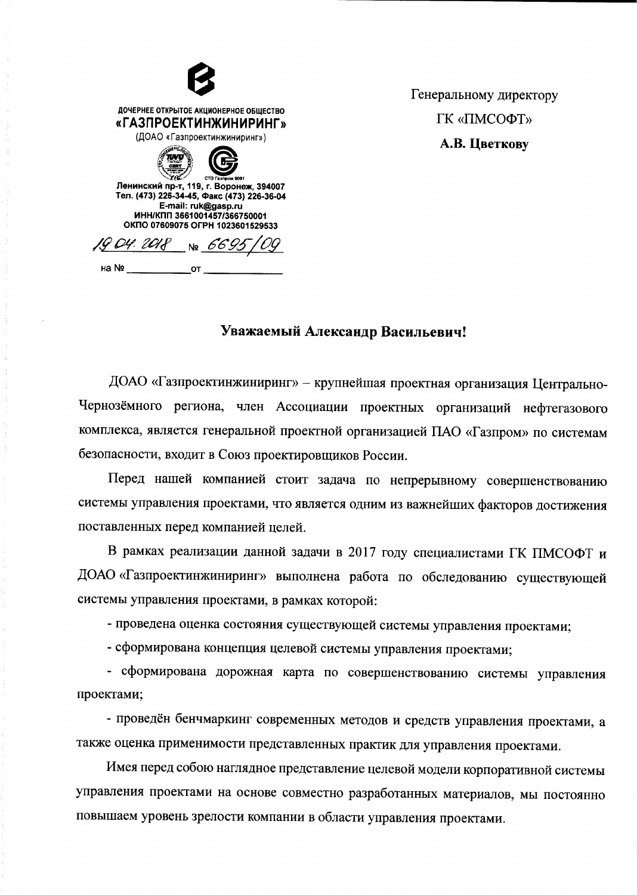ДОЧЕРНЕЕ ОТКРЫТОЕ АКЦИОНЕРНОЕ ОБЩЕСТВО
**«ГАЗПРОЕКТИНЖИНИРИНГ»**
(ДОАО «Газпроектинжиниринг»)

СТО Газпром 9001

Ленинский пр-т, 119, г. Воронеж, 394007
Тел. (473) 226-34-45, Факс (473) 226-36-04
E-mail: ruk@gasp.ru
ИНН/КПП 3661001457/366750001
ОКПО 07609075 ОГРН 1023601529533

19.04.2018 № 6695/09

на № \_\_\_\_\_\_\_\_ от \_\_\_\_\_\_\_\_

Генеральному директору
ГК «ПМСОФТ»
**А.В. Цветкову**

## Уважаемый Александр Васильевич!

ДОАО «Газпроектинжиниринг» – крупнейшая проектная организация Центрально-Чернозёмного региона, член Ассоциации проектных организаций нефтегазового комплекса, является генеральной проектной организацией ПАО «Газпром» по системам безопасности, входит в Союз проектировщиков России.

Перед нашей компанией стоит задача по непрерывному совершенствованию системы управления проектами, что является одним из важнейших факторов достижения поставленных перед компанией целей.

В рамках реализации данной задачи в 2017 году специалистами ГК ПМСОФТ и ДОАО «Газпроектинжиниринг» выполнена работа по обследованию существующей системы управления проектами, в рамках которой:

- проведена оценка состояния существующей системы управления проектами;
- сформирована концепция целевой системы управления проектами;
- сформирована дорожная карта по совершенствованию системы управления проектами;
- проведён бенчмаркинг современных методов и средств управления проектами, а также оценка применимости представленных практик для управления проектами.

Имея перед собою наглядное представление целевой модели корпоративной системы управления проектами на основе совместно разработанных материалов, мы постоянно повышаем уровень зрелости компании в области управления проектами.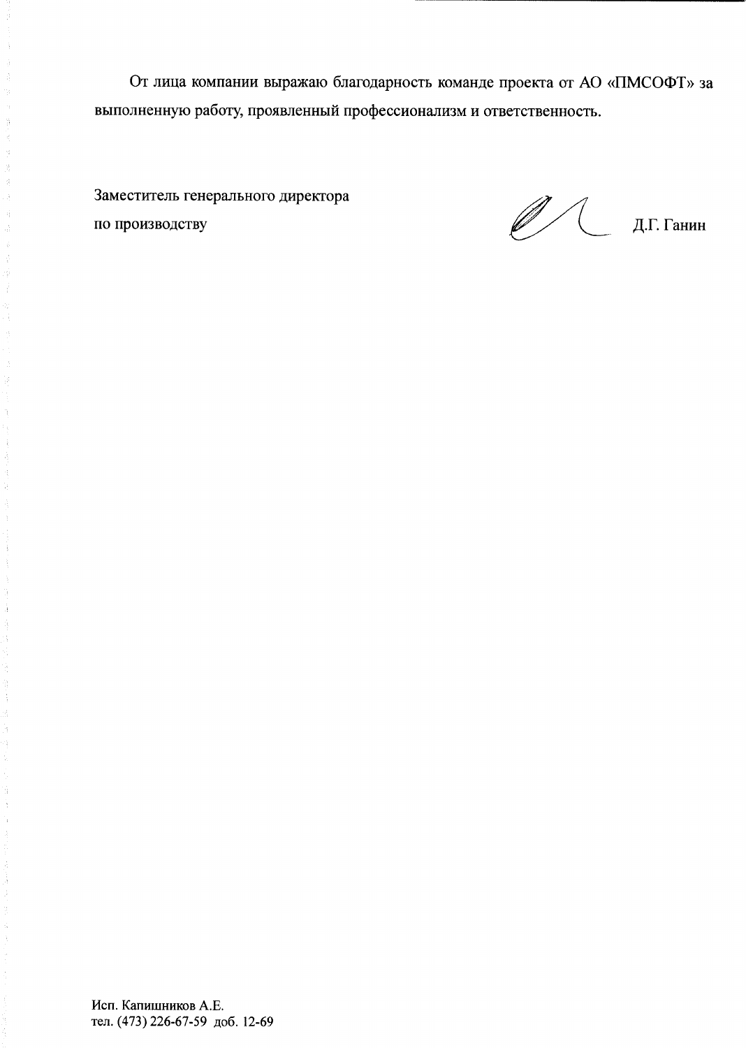От лица компании выражаю благодарность команде проекта от АО «ПМСОФТ» за выполненную работу, проявленный профессионализм и ответственность.

Заместитель генерального директора
по производству

Д.Г. Ганин

Исп. Капишников А.Е.
тел. (473) 226-67-59 доб. 12-69